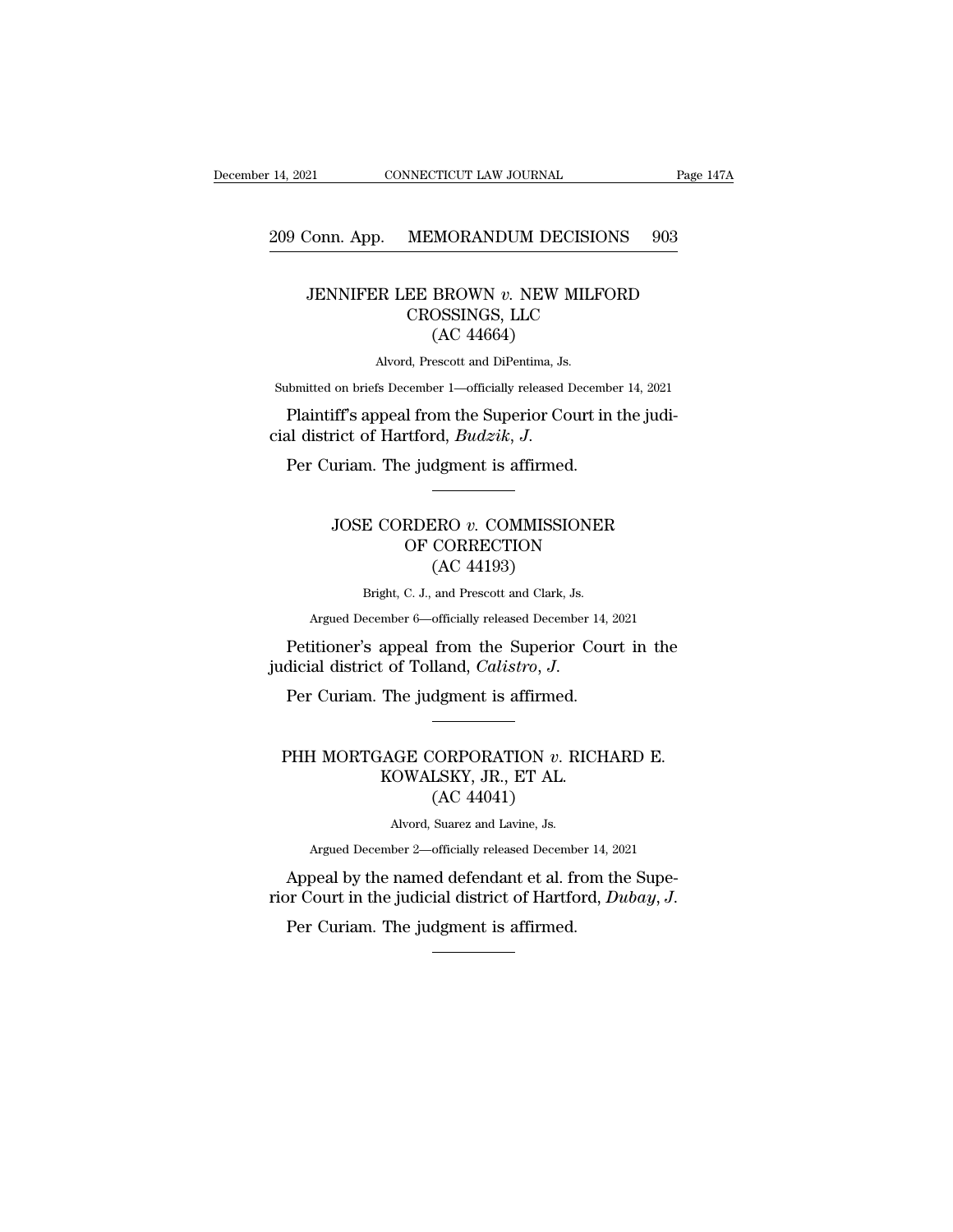## JENNIFER LEE BROWN *v.* NEW MILFORD CROSSINGS, LLC (AC 44664)

Alvord, Prescott and DiPentima, Js.

Submitted on briefs December 1—officially released December 14, 2021

Plaintiff's appeal from the Superior Court in the judicial district of Hartford, *Budzik*, *J.*

Per Curiam. The judgment is affirmed.

---

## JOSE CORDERO *v.* COMMISSIONER OF CORRECTION (AC 44193)

Bright, C. J., and Prescott and Clark, Js.

Argued December 6—officially released December 14, 2021

Petitioner's appeal from the Superior Court in the judicial district of Tolland, *Calistro*, *J.*

Per Curiam. The judgment is affirmed.

---

## PHH MORTGAGE CORPORATION *v.* RICHARD E. KOWALSKY, JR., ET AL. (AC 44041)

Alvord, Suarez and Lavine, Js.

Argued December 2—officially released December 14, 2021

Appeal by the named defendant et al. from the Superior Court in the judicial district of Hartford, *Dubay*, *J.*

Per Curiam. The judgment is affirmed.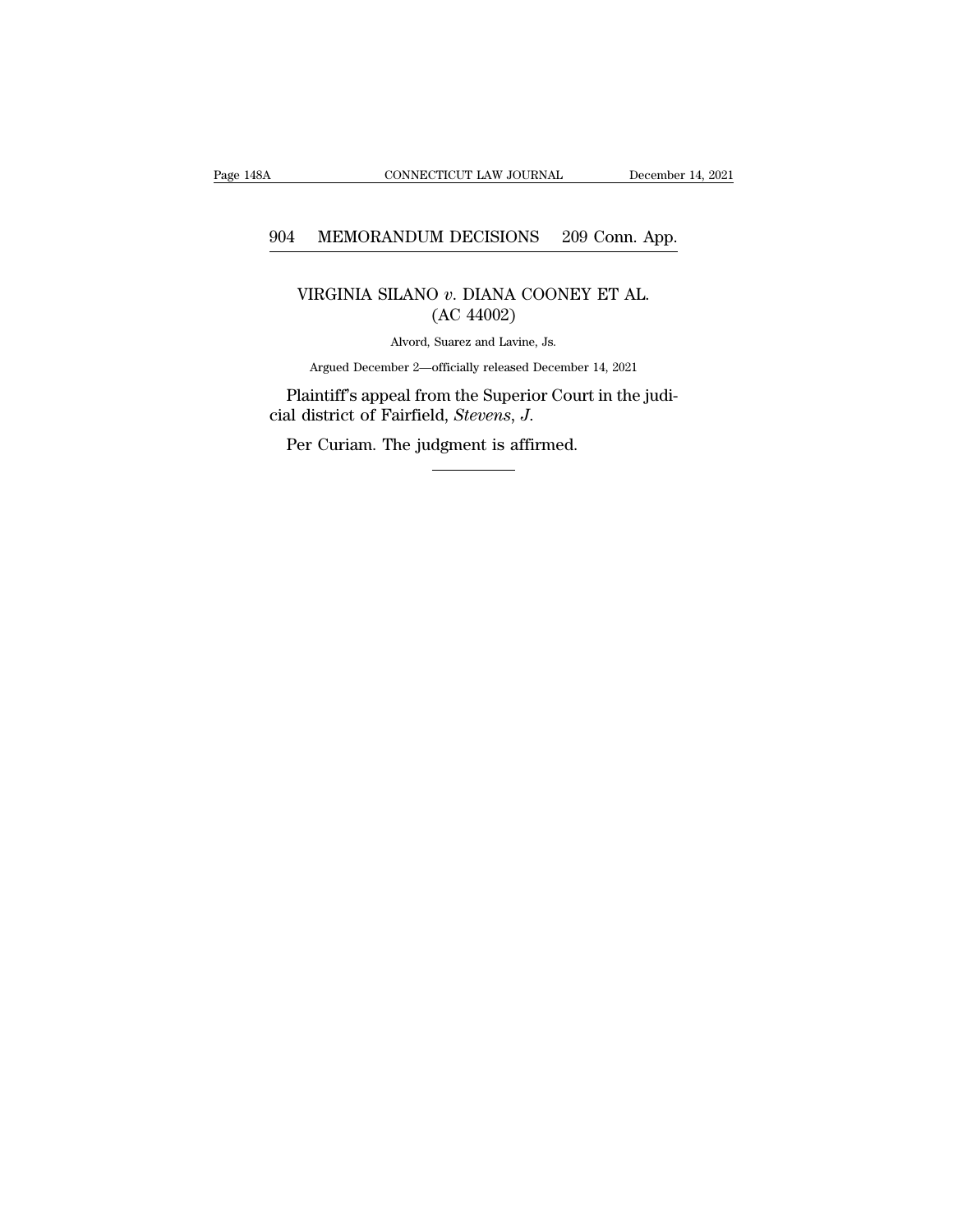VIRGINIA SILANO *v.* DIANA COONEY ET AL.
(AC 44002)

Alvord, Suarez and Lavine, Js.

Argued December 2—officially released December 14, 2021

Plaintiff's appeal from the Superior Court in the judicial district of Fairfield, *Stevens, J.*

Per Curiam. The judgment is affirmed.